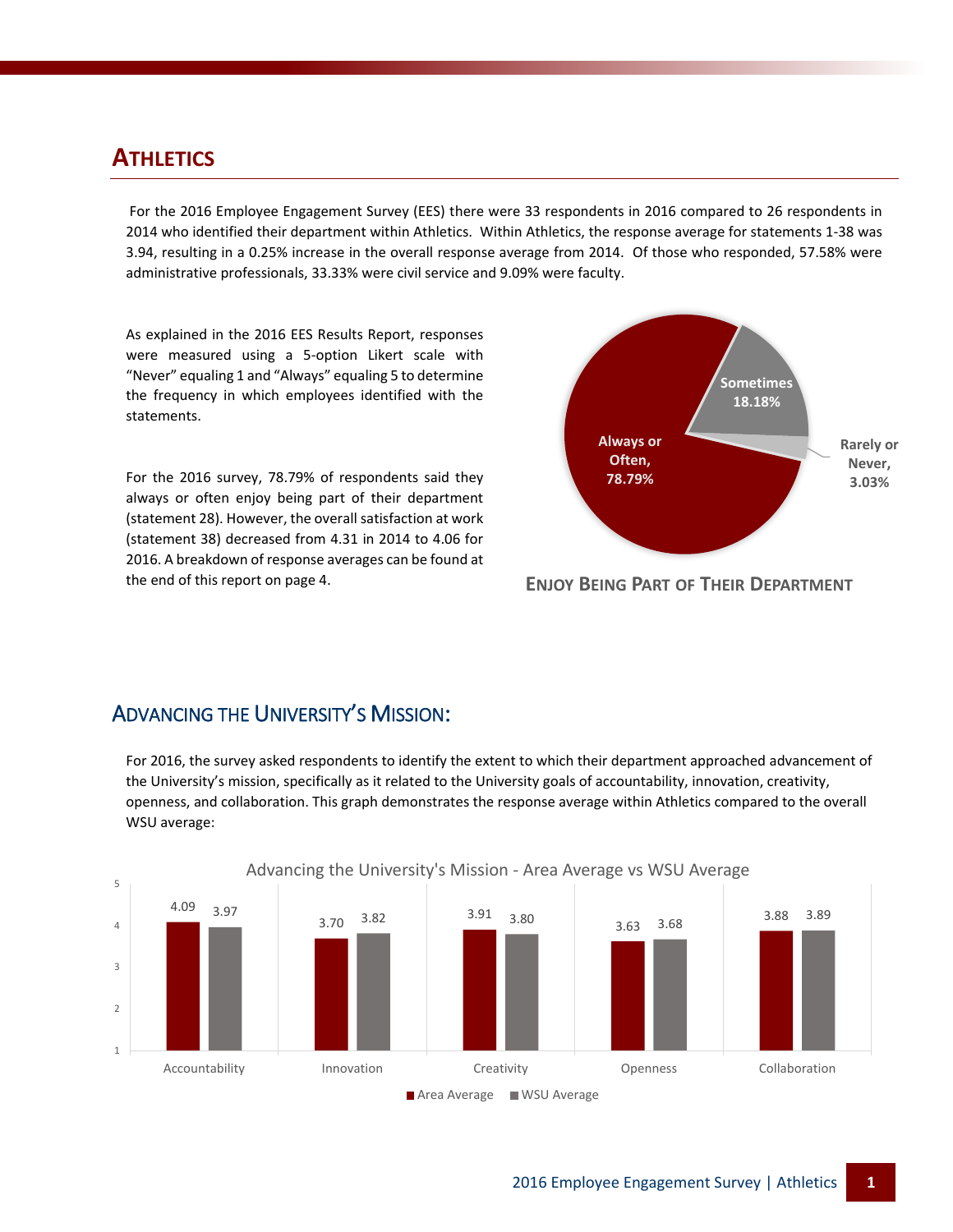## ATHLETICS

For the 2016 Employee Engagement Survey (EES) there were 33 respondents in 2016 compared to 26 respondents in 2014 who identified their department within Athletics. Within Athletics, the response average for statements 1-38 was 3.94, resulting in a 0.25% increase in the overall response average from 2014. Of those who responded, 57.58% were administrative professionals, 33.33% were civil service and 9.09% were faculty.

As explained in the 2016 EES Results Report, responses were measured using a 5-option Likert scale with "Never" equaling 1 and "Always" equaling 5 to determine the frequency in which employees identified with the statements.

For the 2016 survey, 78.79% of respondents said they always or often enjoy being part of their department (statement 28). However, the overall satisfaction at work (statement 38) decreased from 4.31 in 2014 to 4.06 for 2016. A breakdown of response averages can be found at the end of this report on page 4.

Sometimes 18.18%

Rarely or Never, 3.03%

Always or Often, 78.79%

**ENJOY BEING PART OF THEIR DEPARTMENT**

## ADVANCING THE UNIVERSITY'S MISSION:

For 2016, the survey asked respondents to identify the extent to which their department approached advancement of the University's mission, specifically as it related to the University goals of accountability, innovation, creativity, openness, and collaboration. This graph demonstrates the response average within Athletics compared to the overall WSU average:

Advancing the University's Mission - Area Average vs WSU Average

Accountability: 4.09, 3.97

Innovation: 3.70, 3.82

Creativity: 3.91, 3.80

Openness: 3.63, 3.68

Collaboration: 3.88, 3.89

Area Average | WSU Average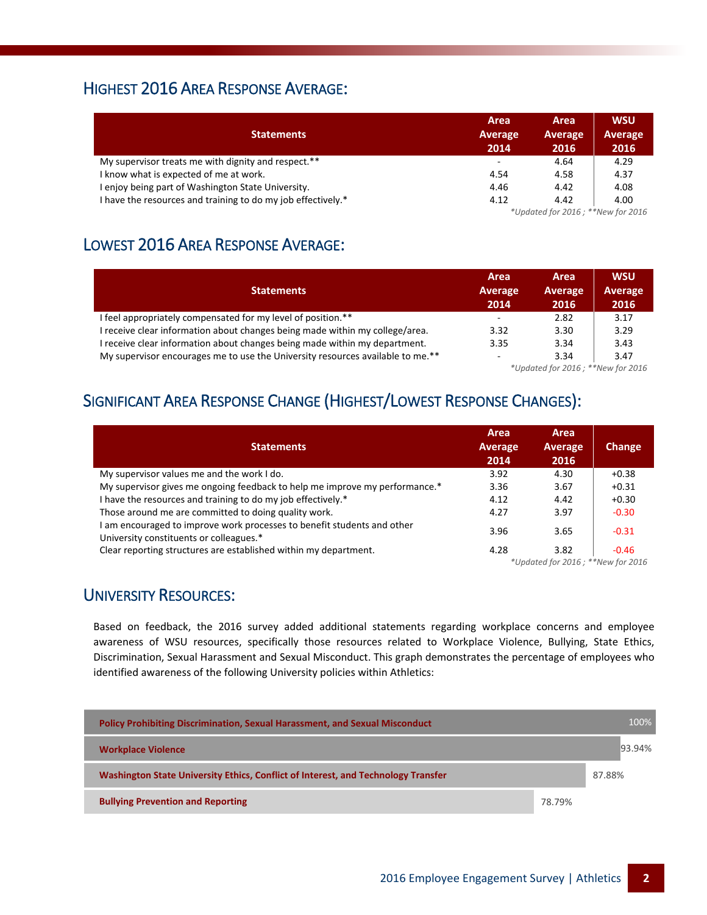## Highest 2016 Area Response Average:

| Statements | Area Average 2014 | Area Average 2016 | WSU Average 2016 |
|---|---|---|---|
| My supervisor treats me with dignity and respect.** | - | 4.64 | 4.29 |
| I know what is expected of me at work. | 4.54 | 4.58 | 4.37 |
| I enjoy being part of Washington State University. | 4.46 | 4.42 | 4.08 |
| I have the resources and training to do my job effectively.* | 4.12 | 4.42 | 4.00 |

*\*Updated for 2016 ; \*\*New for 2016*

## Lowest 2016 Area Response Average:

| Statements | Area Average 2014 | Area Average 2016 | WSU Average 2016 |
|---|---|---|---|
| I feel appropriately compensated for my level of position.** | - | 2.82 | 3.17 |
| I receive clear information about changes being made within my college/area. | 3.32 | 3.30 | 3.29 |
| I receive clear information about changes being made within my department. | 3.35 | 3.34 | 3.43 |
| My supervisor encourages me to use the University resources available to me.** | - | 3.34 | 3.47 |

*\*Updated for 2016 ; \*\*New for 2016*

## Significant Area Response Change (Highest/Lowest Response Changes):

| Statements | Area Average 2014 | Area Average 2016 | Change |
|---|---|---|---|
| My supervisor values me and the work I do. | 3.92 | 4.30 | +0.38 |
| My supervisor gives me ongoing feedback to help me improve my performance.* | 3.36 | 3.67 | +0.31 |
| I have the resources and training to do my job effectively.* | 4.12 | 4.42 | +0.30 |
| Those around me are committed to doing quality work. | 4.27 | 3.97 | -0.30 |
| I am encouraged to improve work processes to benefit students and other University constituents or colleagues.* | 3.96 | 3.65 | -0.31 |
| Clear reporting structures are established within my department. | 4.28 | 3.82 | -0.46 |

*\*Updated for 2016 ; \*\*New for 2016*

## University Resources:

Based on feedback, the 2016 survey added additional statements regarding workplace concerns and employee awareness of WSU resources, specifically those resources related to Workplace Violence, Bullying, State Ethics, Discrimination, Sexual Harassment and Sexual Misconduct. This graph demonstrates the percentage of employees who identified awareness of the following University policies within Athletics:

Policy Prohibiting Discrimination, Sexual Harassment, and Sexual Misconduct 100%

Workplace Violence 93.94%

Washington State University Ethics, Conflict of Interest, and Technology Transfer 87.88%

Bullying Prevention and Reporting 78.79%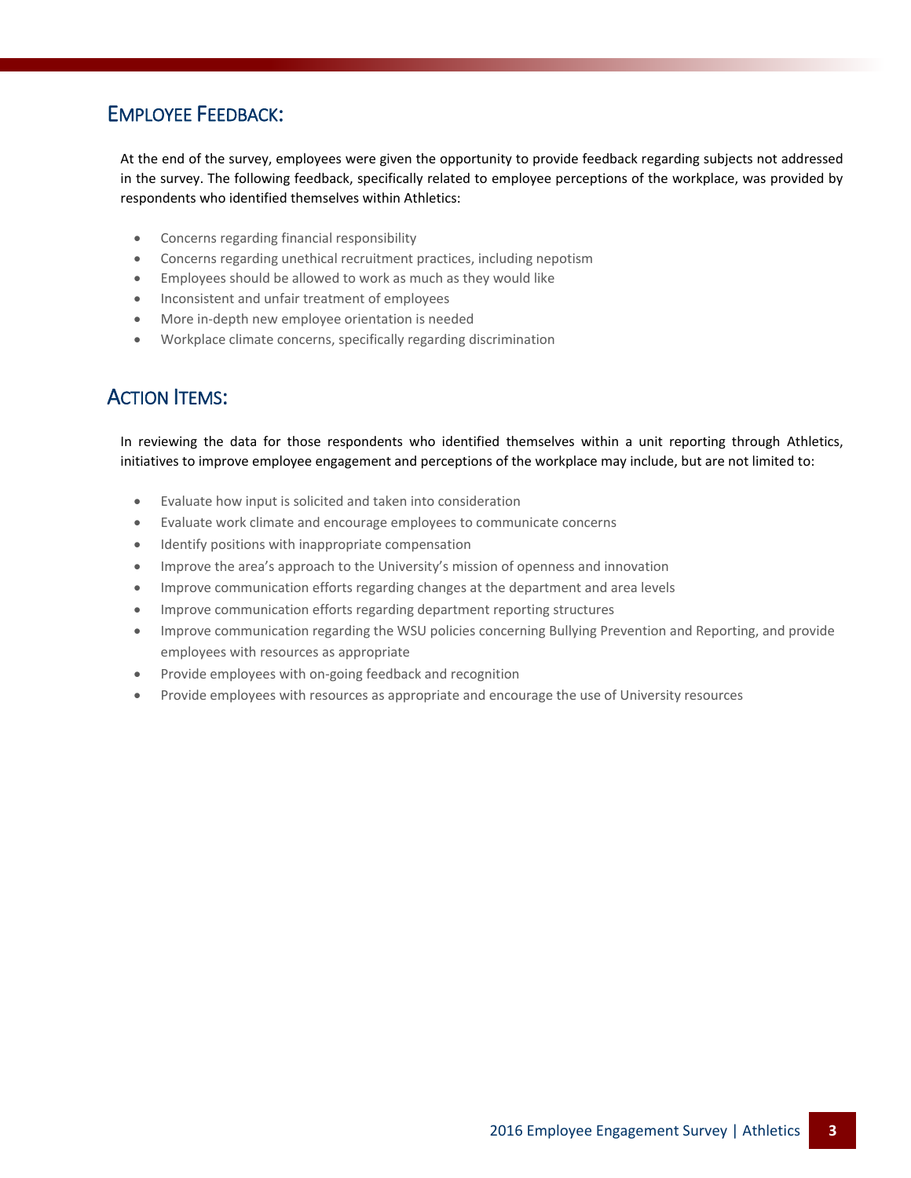## Employee Feedback:

At the end of the survey, employees were given the opportunity to provide feedback regarding subjects not addressed in the survey. The following feedback, specifically related to employee perceptions of the workplace, was provided by respondents who identified themselves within Athletics:

- Concerns regarding financial responsibility
- Concerns regarding unethical recruitment practices, including nepotism
- Employees should be allowed to work as much as they would like
- Inconsistent and unfair treatment of employees
- More in-depth new employee orientation is needed
- Workplace climate concerns, specifically regarding discrimination

## Action Items:

In reviewing the data for those respondents who identified themselves within a unit reporting through Athletics, initiatives to improve employee engagement and perceptions of the workplace may include, but are not limited to:

- Evaluate how input is solicited and taken into consideration
- Evaluate work climate and encourage employees to communicate concerns
- Identify positions with inappropriate compensation
- Improve the area's approach to the University's mission of openness and innovation
- Improve communication efforts regarding changes at the department and area levels
- Improve communication efforts regarding department reporting structures
- Improve communication regarding the WSU policies concerning Bullying Prevention and Reporting, and provide employees with resources as appropriate
- Provide employees with on-going feedback and recognition
- Provide employees with resources as appropriate and encourage the use of University resources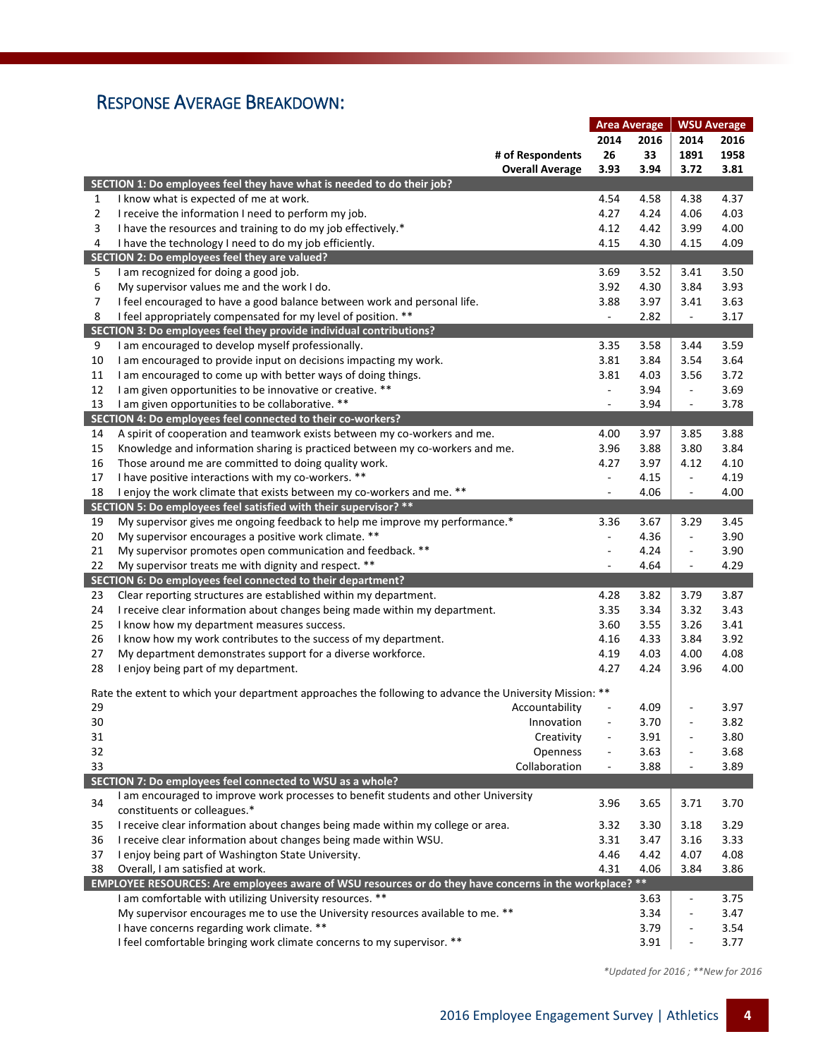## Response Average Breakdown:

| | | Area Average | | WSU Average | |
|---|---|---|---|---|---|
| | | 2014 | 2016 | 2014 | 2016 |
| | **# of Respondents** | 26 | 33 | 1891 | 1958 |
| | **Overall Average** | 3.93 | 3.94 | 3.72 | 3.81 |
| **SECTION 1: Do employees feel they have what is needed to do their job?** | | | | | |
| 1 | I know what is expected of me at work. | 4.54 | 4.58 | 4.38 | 4.37 |
| 2 | I receive the information I need to perform my job. | 4.27 | 4.24 | 4.06 | 4.03 |
| 3 | I have the resources and training to do my job effectively.* | 4.12 | 4.42 | 3.99 | 4.00 |
| 4 | I have the technology I need to do my job efficiently. | 4.15 | 4.30 | 4.15 | 4.09 |
| **SECTION 2: Do employees feel they are valued?** | | | | | |
| 5 | I am recognized for doing a good job. | 3.69 | 3.52 | 3.41 | 3.50 |
| 6 | My supervisor values me and the work I do. | 3.92 | 4.30 | 3.84 | 3.93 |
| 7 | I feel encouraged to have a good balance between work and personal life. | 3.88 | 3.97 | 3.41 | 3.63 |
| 8 | I feel appropriately compensated for my level of position. ** | - | 2.82 | - | 3.17 |
| **SECTION 3: Do employees feel they provide individual contributions?** | | | | | |
| 9 | I am encouraged to develop myself professionally. | 3.35 | 3.58 | 3.44 | 3.59 |
| 10 | I am encouraged to provide input on decisions impacting my work. | 3.81 | 3.84 | 3.54 | 3.64 |
| 11 | I am encouraged to come up with better ways of doing things. | 3.81 | 4.03 | 3.56 | 3.72 |
| 12 | I am given opportunities to be innovative or creative. ** | - | 3.94 | - | 3.69 |
| 13 | I am given opportunities to be collaborative. ** | - | 3.94 | - | 3.78 |
| **SECTION 4: Do employees feel connected to their co-workers?** | | | | | |
| 14 | A spirit of cooperation and teamwork exists between my co-workers and me. | 4.00 | 3.97 | 3.85 | 3.88 |
| 15 | Knowledge and information sharing is practiced between my co-workers and me. | 3.96 | 3.88 | 3.80 | 3.84 |
| 16 | Those around me are committed to doing quality work. | 4.27 | 3.97 | 4.12 | 4.10 |
| 17 | I have positive interactions with my co-workers. ** | - | 4.15 | - | 4.19 |
| 18 | I enjoy the work climate that exists between my co-workers and me. ** | - | 4.06 | - | 4.00 |
| **SECTION 5: Do employees feel satisfied with their supervisor? \*\*** | | | | | |
| 19 | My supervisor gives me ongoing feedback to help me improve my performance.* | 3.36 | 3.67 | 3.29 | 3.45 |
| 20 | My supervisor encourages a positive work climate. ** | - | 4.36 | - | 3.90 |
| 21 | My supervisor promotes open communication and feedback. ** | - | 4.24 | - | 3.90 |
| 22 | My supervisor treats me with dignity and respect. ** | - | 4.64 | - | 4.29 |
| **SECTION 6: Do employees feel connected to their department?** | | | | | |
| 23 | Clear reporting structures are established within my department. | 4.28 | 3.82 | 3.79 | 3.87 |
| 24 | I receive clear information about changes being made within my department. | 3.35 | 3.34 | 3.32 | 3.43 |
| 25 | I know how my department measures success. | 3.60 | 3.55 | 3.26 | 3.41 |
| 26 | I know how my work contributes to the success of my department. | 4.16 | 4.33 | 3.84 | 3.92 |
| 27 | My department demonstrates support for a diverse workforce. | 4.19 | 4.03 | 4.00 | 4.08 |
| 28 | I enjoy being part of my department. | 4.27 | 4.24 | 3.96 | 4.00 |
| | Rate the extent to which your department approaches the following to advance the University Mission: ** | | | | |
| 29 | Accountability | - | 4.09 | - | 3.97 |
| 30 | Innovation | - | 3.70 | - | 3.82 |
| 31 | Creativity | - | 3.91 | - | 3.80 |
| 32 | Openness | - | 3.63 | - | 3.68 |
| 33 | Collaboration | - | 3.88 | - | 3.89 |
| **SECTION 7: Do employees feel connected to WSU as a whole?** | | | | | |
| 34 | I am encouraged to improve work processes to benefit students and other University constituents or colleagues.* | 3.96 | 3.65 | 3.71 | 3.70 |
| 35 | I receive clear information about changes being made within my college or area. | 3.32 | 3.30 | 3.18 | 3.29 |
| 36 | I receive clear information about changes being made within WSU. | 3.31 | 3.47 | 3.16 | 3.33 |
| 37 | I enjoy being part of Washington State University. | 4.46 | 4.42 | 4.07 | 4.08 |
| 38 | Overall, I am satisfied at work. | 4.31 | 4.06 | 3.84 | 3.86 |
| **EMPLOYEE RESOURCES: Are employees aware of WSU resources or do they have concerns in the workplace? \*\*** | | | | | |
| | I am comfortable with utilizing University resources. ** | | 3.63 | - | 3.75 |
| | My supervisor encourages me to use the University resources available to me. ** | | 3.34 | - | 3.47 |
| | I have concerns regarding work climate. ** | | 3.79 | - | 3.54 |
| | I feel comfortable bringing work climate concerns to my supervisor. ** | | 3.91 | - | 3.77 |

*\*Updated for 2016 ; \*\*New for 2016*